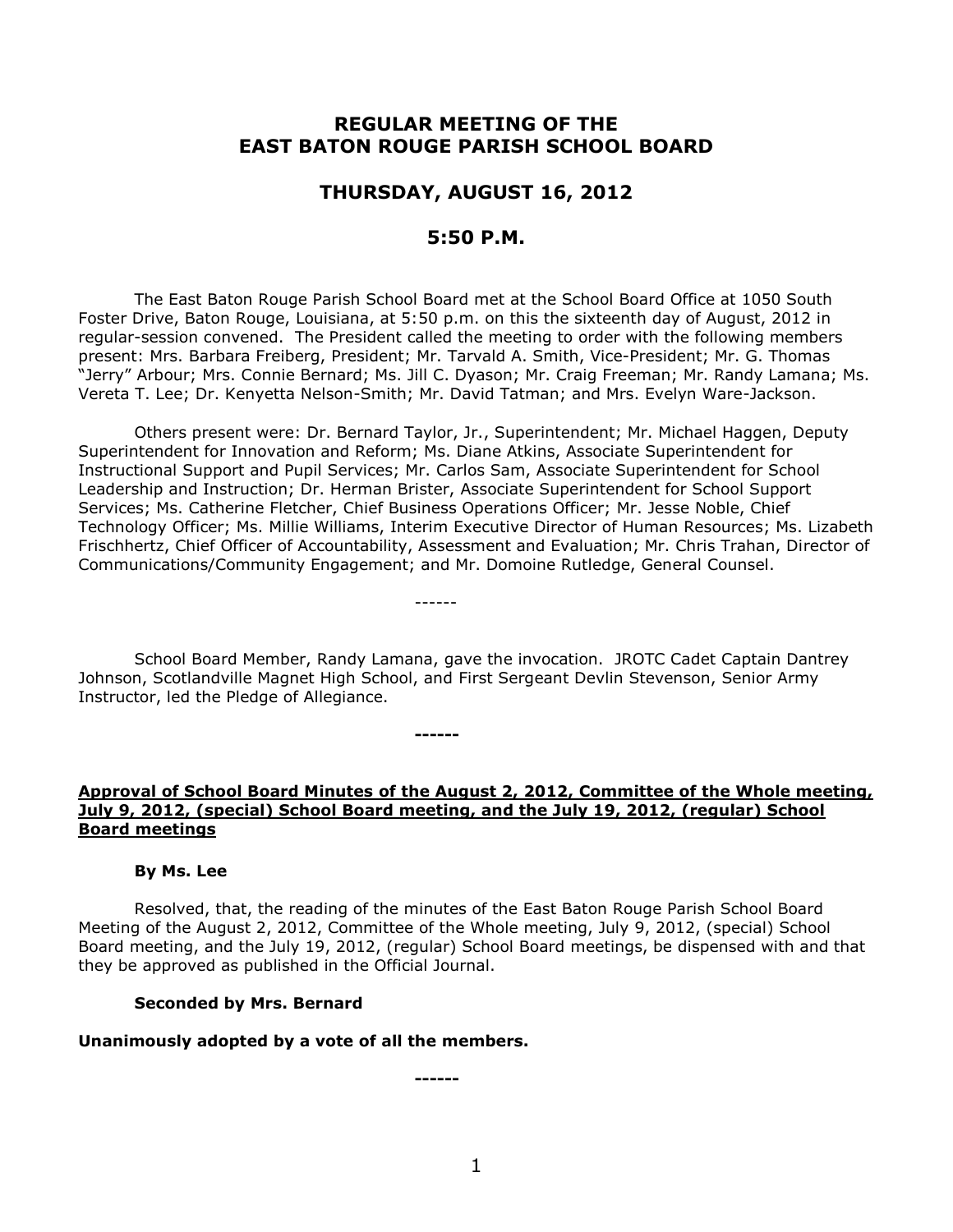# REGULAR MEETING OF THE EAST BATON ROUGE PARISH SCHOOL BOARD

## THURSDAY, AUGUST 16, 2012

## 5:50 P.M.

The East Baton Rouge Parish School Board met at the School Board Office at 1050 South Foster Drive, Baton Rouge, Louisiana, at 5:50 p.m. on this the sixteenth day of August, 2012 in regular-session convened. The President called the meeting to order with the following members present: Mrs. Barbara Freiberg, President; Mr. Tarvald A. Smith, Vice-President; Mr. G. Thomas "Jerry" Arbour; Mrs. Connie Bernard; Ms. Jill C. Dyason; Mr. Craig Freeman; Mr. Randy Lamana; Ms. Vereta T. Lee; Dr. Kenyetta Nelson-Smith; Mr. David Tatman; and Mrs. Evelyn Ware-Jackson.

Others present were: Dr. Bernard Taylor, Jr., Superintendent; Mr. Michael Haggen, Deputy Superintendent for Innovation and Reform; Ms. Diane Atkins, Associate Superintendent for Instructional Support and Pupil Services; Mr. Carlos Sam, Associate Superintendent for School Leadership and Instruction; Dr. Herman Brister, Associate Superintendent for School Support Services; Ms. Catherine Fletcher, Chief Business Operations Officer; Mr. Jesse Noble, Chief Technology Officer; Ms. Millie Williams, Interim Executive Director of Human Resources; Ms. Lizabeth Frischhertz, Chief Officer of Accountability, Assessment and Evaluation; Mr. Chris Trahan, Director of Communications/Community Engagement; and Mr. Domoine Rutledge, General Counsel.

------

School Board Member, Randy Lamana, gave the invocation. JROTC Cadet Captain Dantrey Johnson, Scotlandville Magnet High School, and First Sergeant Devlin Stevenson, Senior Army Instructor, led the Pledge of Allegiance.

**------**

**Approval of School Board Minutes of the August 2, 2012, Committee of the Whole meeting, July 9, 2012, (special) School Board meeting, and the July 19, 2012, (regular) School Board meetings**

**By Ms. Lee**

Resolved, that, the reading of the minutes of the East Baton Rouge Parish School Board Meeting of the August 2, 2012, Committee of the Whole meeting, July 9, 2012, (special) School Board meeting, and the July 19, 2012, (regular) School Board meetings, be dispensed with and that they be approved as published in the Official Journal.

**Seconded by Mrs. Bernard**

**Unanimously adopted by a vote of all the members.**

**------**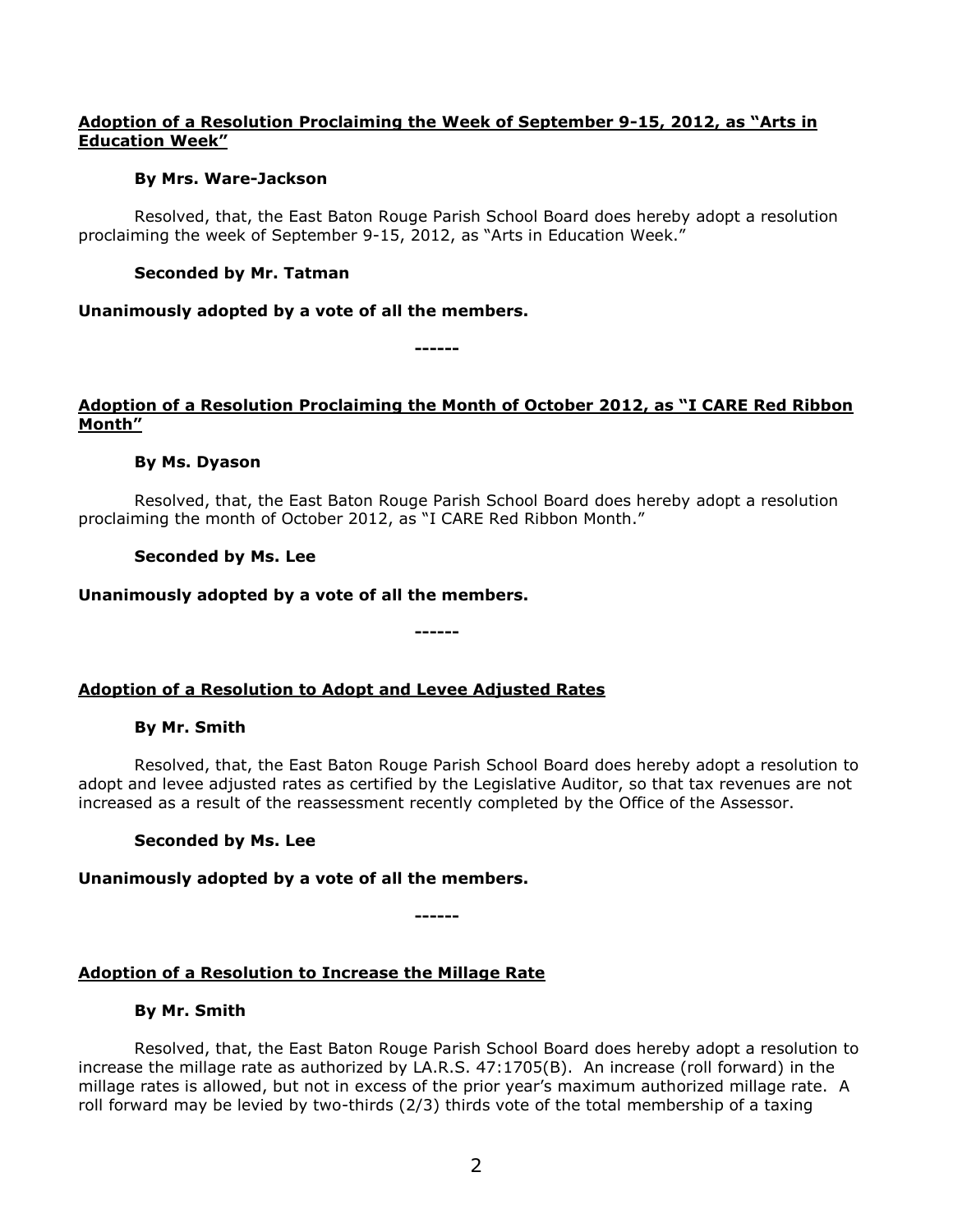**<u>Adoption of a Resolution Proclaiming the Week of September 9-15, 2012, as "Arts in Education Week"</u>**

**By Mrs. Ware-Jackson**

Resolved, that, the East Baton Rouge Parish School Board does hereby adopt a resolution proclaiming the week of September 9-15, 2012, as "Arts in Education Week."

**Seconded by Mr. Tatman**

**Unanimously adopted by a vote of all the members.**

**------**

**<u>Adoption of a Resolution Proclaiming the Month of October 2012, as "I CARE Red Ribbon Month"</u>**

**By Ms. Dyason**

Resolved, that, the East Baton Rouge Parish School Board does hereby adopt a resolution proclaiming the month of October 2012, as "I CARE Red Ribbon Month."

**Seconded by Ms. Lee**

**Unanimously adopted by a vote of all the members.**

**------**

**<u>Adoption of a Resolution to Adopt and Levee Adjusted Rates</u>**

**By Mr. Smith**

Resolved, that, the East Baton Rouge Parish School Board does hereby adopt a resolution to adopt and levee adjusted rates as certified by the Legislative Auditor, so that tax revenues are not increased as a result of the reassessment recently completed by the Office of the Assessor.

**Seconded by Ms. Lee**

**Unanimously adopted by a vote of all the members.**

**------**

**<u>Adoption of a Resolution to Increase the Millage Rate</u>**

**By Mr. Smith**

Resolved, that, the East Baton Rouge Parish School Board does hereby adopt a resolution to increase the millage rate as authorized by LA.R.S. 47:1705(B). An increase (roll forward) in the millage rates is allowed, but not in excess of the prior year's maximum authorized millage rate. A roll forward may be levied by two-thirds (2/3) thirds vote of the total membership of a taxing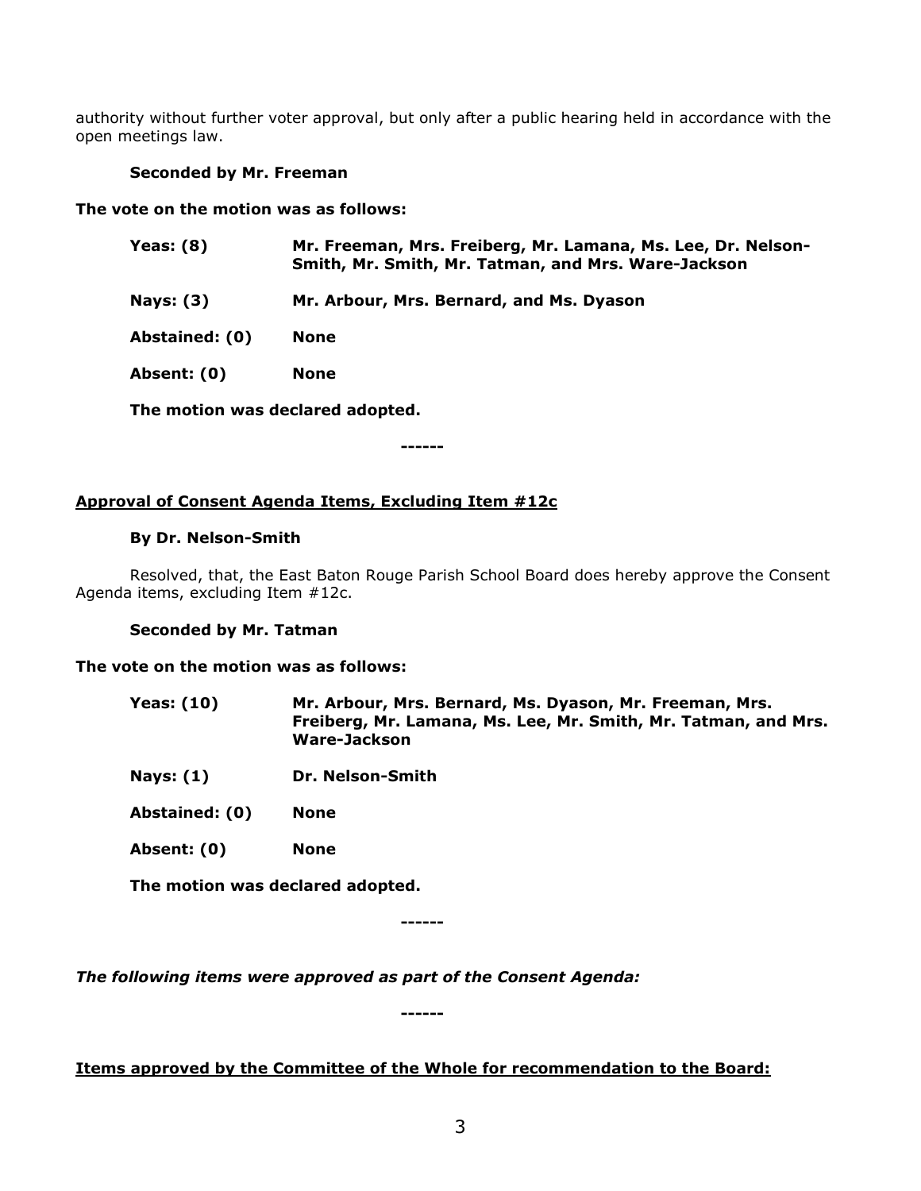authority without further voter approval, but only after a public hearing held in accordance with the open meetings law.

**Seconded by Mr. Freeman**

**The vote on the motion was as follows:**

| | |
|---|---|
| **Yeas: (8)** | **Mr. Freeman, Mrs. Freiberg, Mr. Lamana, Ms. Lee, Dr. Nelson-Smith, Mr. Smith, Mr. Tatman, and Mrs. Ware-Jackson** |
| **Nays: (3)** | **Mr. Arbour, Mrs. Bernard, and Ms. Dyason** |
| **Abstained: (0)** | **None** |
| **Absent: (0)** | **None** |

**The motion was declared adopted.**

**------**

**Approval of Consent Agenda Items, Excluding Item #12c**

**By Dr. Nelson-Smith**

Resolved, that, the East Baton Rouge Parish School Board does hereby approve the Consent Agenda items, excluding Item #12c.

**Seconded by Mr. Tatman**

**The vote on the motion was as follows:**

| | |
|---|---|
| **Yeas: (10)** | **Mr. Arbour, Mrs. Bernard, Ms. Dyason, Mr. Freeman, Mrs. Freiberg, Mr. Lamana, Ms. Lee, Mr. Smith, Mr. Tatman, and Mrs. Ware-Jackson** |
| **Nays: (1)** | **Dr. Nelson-Smith** |
| **Abstained: (0)** | **None** |
| **Absent: (0)** | **None** |

**The motion was declared adopted.**

**------**

***The following items were approved as part of the Consent Agenda:***

**------**

**Items approved by the Committee of the Whole for recommendation to the Board:**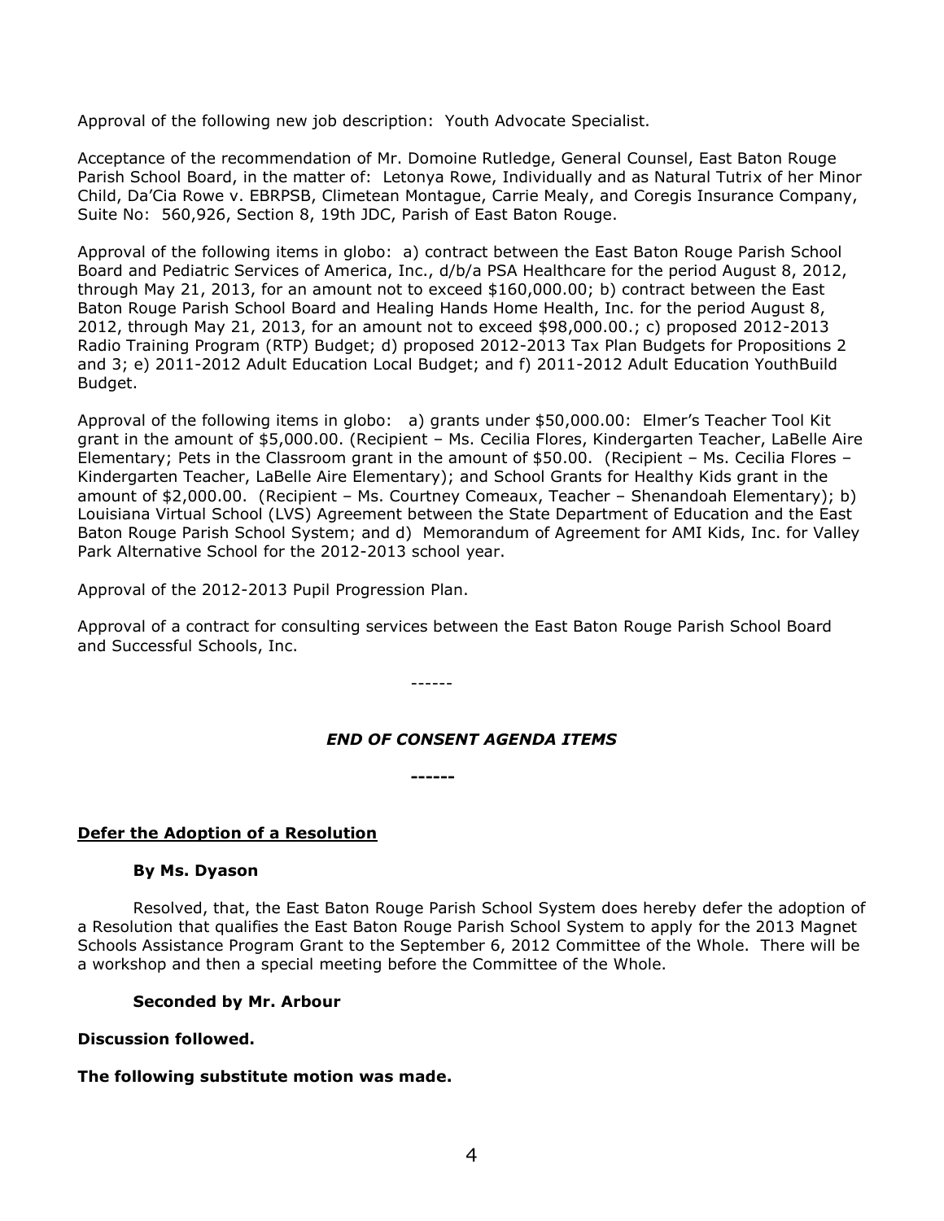Approval of the following new job description: Youth Advocate Specialist.

Acceptance of the recommendation of Mr. Domoine Rutledge, General Counsel, East Baton Rouge Parish School Board, in the matter of: Letonya Rowe, Individually and as Natural Tutrix of her Minor Child, Da'Cia Rowe v. EBRPSB, Climetean Montague, Carrie Mealy, and Coregis Insurance Company, Suite No: 560,926, Section 8, 19th JDC, Parish of East Baton Rouge.

Approval of the following items in globo: a) contract between the East Baton Rouge Parish School Board and Pediatric Services of America, Inc., d/b/a PSA Healthcare for the period August 8, 2012, through May 21, 2013, for an amount not to exceed $160,000.00; b) contract between the East Baton Rouge Parish School Board and Healing Hands Home Health, Inc. for the period August 8, 2012, through May 21, 2013, for an amount not to exceed $98,000.00.; c) proposed 2012-2013 Radio Training Program (RTP) Budget; d) proposed 2012-2013 Tax Plan Budgets for Propositions 2 and 3; e) 2011-2012 Adult Education Local Budget; and f) 2011-2012 Adult Education YouthBuild Budget.

Approval of the following items in globo: a) grants under $50,000.00: Elmer's Teacher Tool Kit grant in the amount of $5,000.00. (Recipient – Ms. Cecilia Flores, Kindergarten Teacher, LaBelle Aire Elementary; Pets in the Classroom grant in the amount of $50.00. (Recipient – Ms. Cecilia Flores – Kindergarten Teacher, LaBelle Aire Elementary); and School Grants for Healthy Kids grant in the amount of $2,000.00. (Recipient – Ms. Courtney Comeaux, Teacher – Shenandoah Elementary); b) Louisiana Virtual School (LVS) Agreement between the State Department of Education and the East Baton Rouge Parish School System; and d) Memorandum of Agreement for AMI Kids, Inc. for Valley Park Alternative School for the 2012-2013 school year.

Approval of the 2012-2013 Pupil Progression Plan.

Approval of a contract for consulting services between the East Baton Rouge Parish School Board and Successful Schools, Inc.

------

***END OF CONSENT AGENDA ITEMS***

**------**

**<u>Defer the Adoption of a Resolution</u>**

**By Ms. Dyason**

Resolved, that, the East Baton Rouge Parish School System does hereby defer the adoption of a Resolution that qualifies the East Baton Rouge Parish School System to apply for the 2013 Magnet Schools Assistance Program Grant to the September 6, 2012 Committee of the Whole. There will be a workshop and then a special meeting before the Committee of the Whole.

**Seconded by Mr. Arbour**

**Discussion followed.**

**The following substitute motion was made.**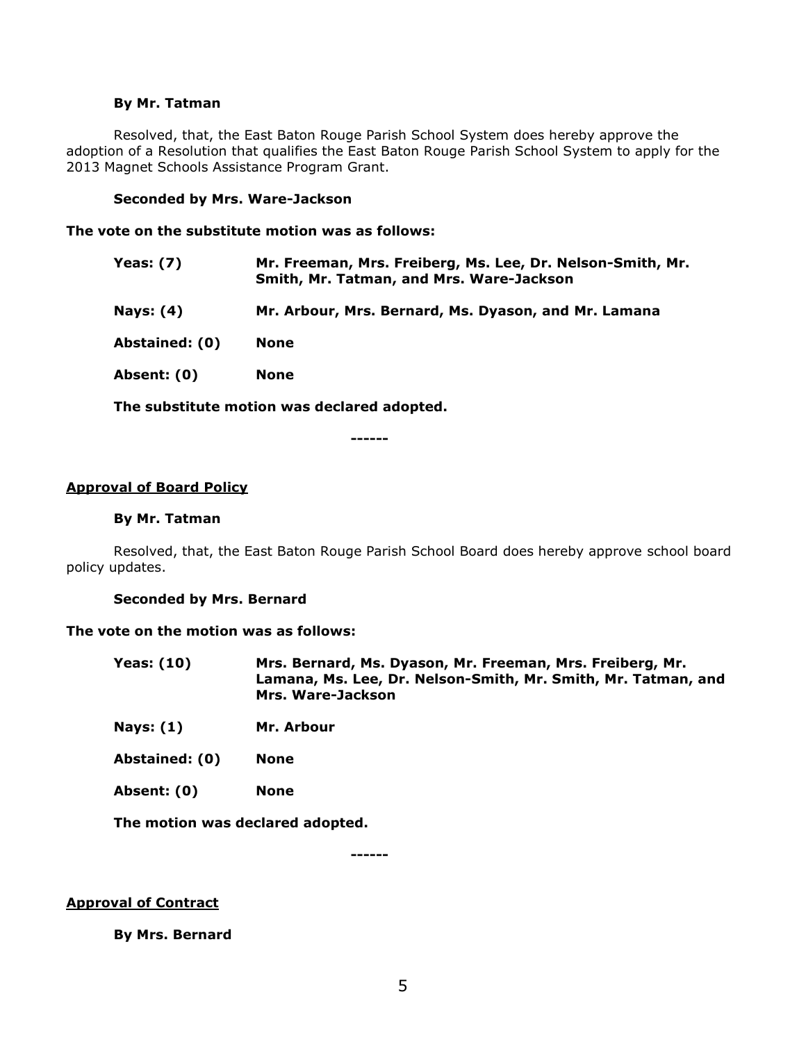**By Mr. Tatman**

Resolved, that, the East Baton Rouge Parish School System does hereby approve the adoption of a Resolution that qualifies the East Baton Rouge Parish School System to apply for the 2013 Magnet Schools Assistance Program Grant.

**Seconded by Mrs. Ware-Jackson**

**The vote on the substitute motion was as follows:**

| | |
|---|---|
| **Yeas: (7)** | **Mr. Freeman, Mrs. Freiberg, Ms. Lee, Dr. Nelson-Smith, Mr. Smith, Mr. Tatman, and Mrs. Ware-Jackson** |
| **Nays: (4)** | **Mr. Arbour, Mrs. Bernard, Ms. Dyason, and Mr. Lamana** |
| **Abstained: (0)** | **None** |
| **Absent: (0)** | **None** |

**The substitute motion was declared adopted.**

**------**

## Approval of Board Policy

**By Mr. Tatman**

Resolved, that, the East Baton Rouge Parish School Board does hereby approve school board policy updates.

**Seconded by Mrs. Bernard**

**The vote on the motion was as follows:**

| | |
|---|---|
| **Yeas: (10)** | **Mrs. Bernard, Ms. Dyason, Mr. Freeman, Mrs. Freiberg, Mr. Lamana, Ms. Lee, Dr. Nelson-Smith, Mr. Smith, Mr. Tatman, and Mrs. Ware-Jackson** |
| **Nays: (1)** | **Mr. Arbour** |
| **Abstained: (0)** | **None** |
| **Absent: (0)** | **None** |

**The motion was declared adopted.**

**------**

## Approval of Contract

**By Mrs. Bernard**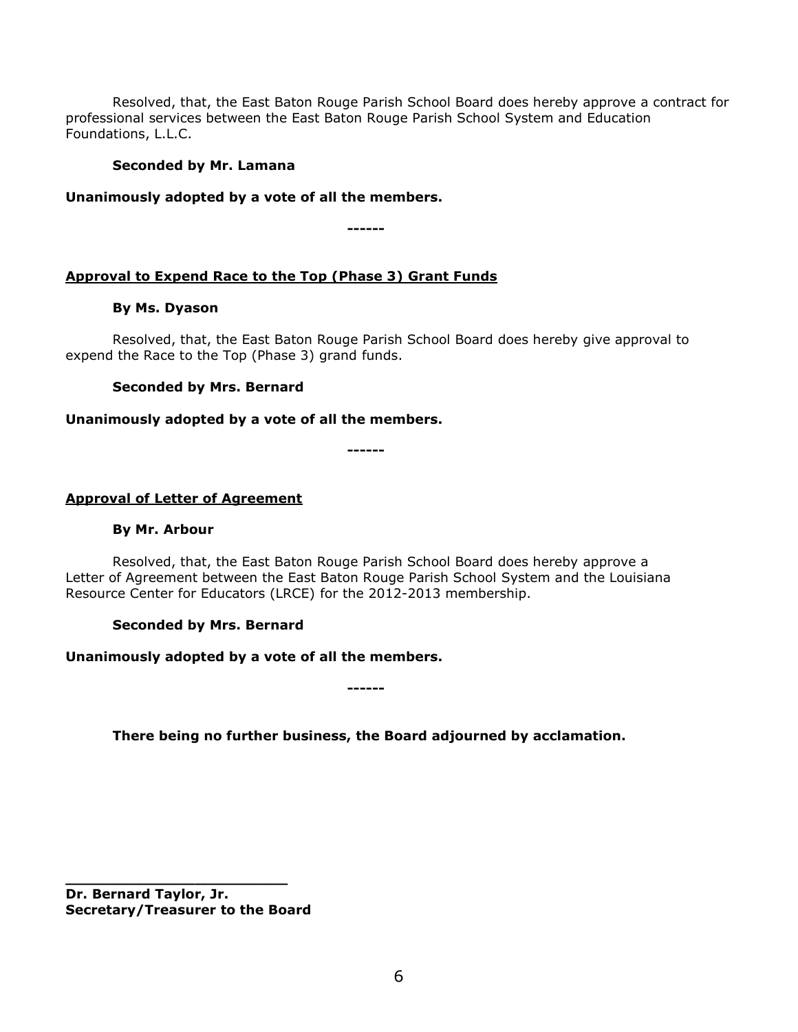Resolved, that, the East Baton Rouge Parish School Board does hereby approve a contract for professional services between the East Baton Rouge Parish School System and Education Foundations, L.L.C.

**Seconded by Mr. Lamana**

**Unanimously adopted by a vote of all the members.**

**------**

**Approval to Expend Race to the Top (Phase 3) Grant Funds**

**By Ms. Dyason**

Resolved, that, the East Baton Rouge Parish School Board does hereby give approval to expend the Race to the Top (Phase 3) grand funds.

**Seconded by Mrs. Bernard**

**Unanimously adopted by a vote of all the members.**

**------**

**Approval of Letter of Agreement**

**By Mr. Arbour**

Resolved, that, the East Baton Rouge Parish School Board does hereby approve a Letter of Agreement between the East Baton Rouge Parish School System and the Louisiana Resource Center for Educators (LRCE) for the 2012-2013 membership.

**Seconded by Mrs. Bernard**

**Unanimously adopted by a vote of all the members.**

**------**

**There being no further business, the Board adjourned by acclamation.**

**_________________________**
**Dr. Bernard Taylor, Jr.**
**Secretary/Treasurer to the Board**